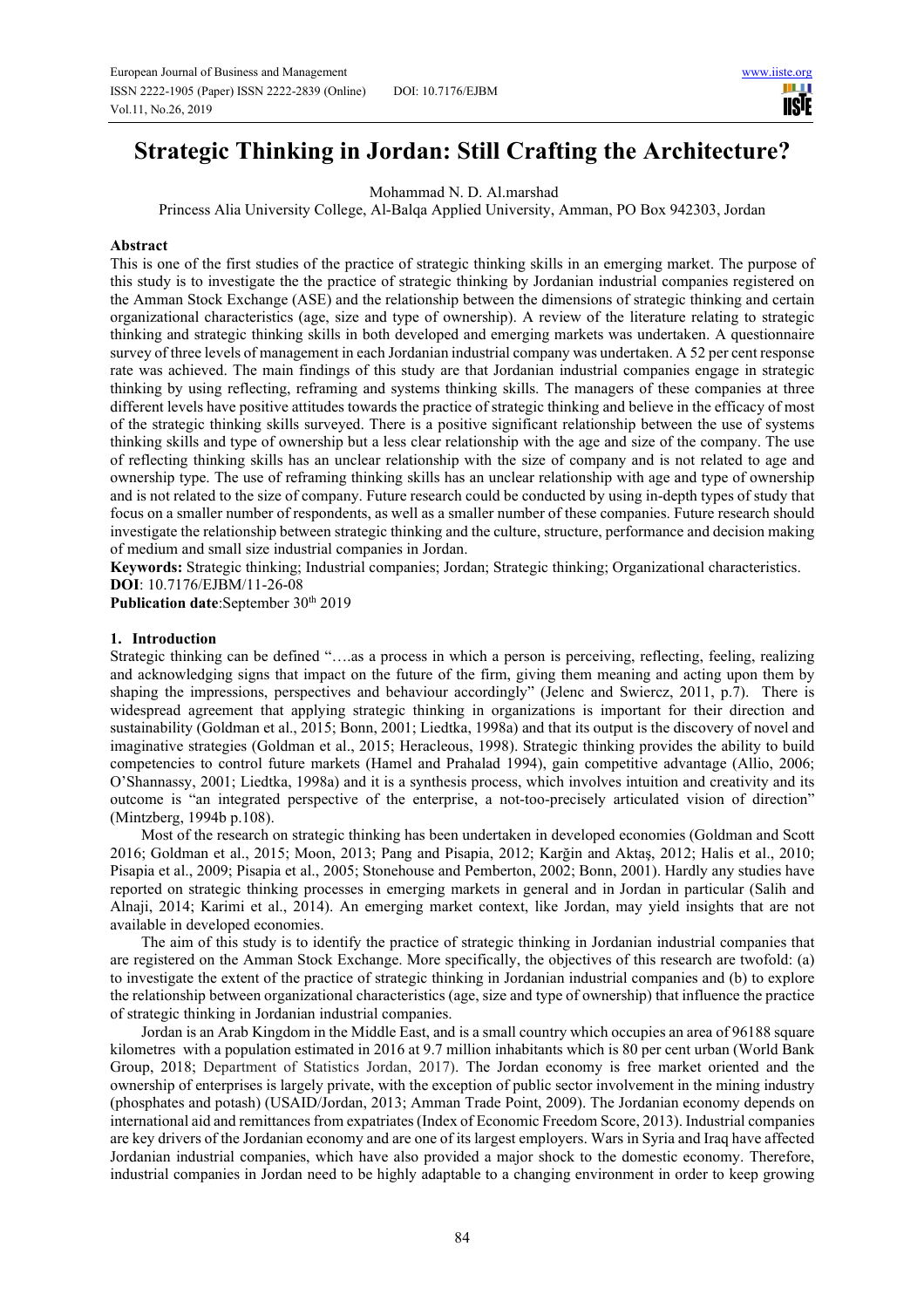# Strategic Thinking in Jordan: Still Crafting the Architecture?

Mohammad N. D. Al.marshad

Princess Alia University College, Al-Balqa Applied University, Amman, PO Box 942303, Jordan

## Abstract

This is one of the first studies of the practice of strategic thinking skills in an emerging market. The purpose of this study is to investigate the the practice of strategic thinking by Jordanian industrial companies registered on the Amman Stock Exchange (ASE) and the relationship between the dimensions of strategic thinking and certain organizational characteristics (age, size and type of ownership). A review of the literature relating to strategic thinking and strategic thinking skills in both developed and emerging markets was undertaken. A questionnaire survey of three levels of management in each Jordanian industrial company was undertaken. A 52 per cent response rate was achieved. The main findings of this study are that Jordanian industrial companies engage in strategic thinking by using reflecting, reframing and systems thinking skills. The managers of these companies at three different levels have positive attitudes towards the practice of strategic thinking and believe in the efficacy of most of the strategic thinking skills surveyed. There is a positive significant relationship between the use of systems thinking skills and type of ownership but a less clear relationship with the age and size of the company. The use of reflecting thinking skills has an unclear relationship with the size of company and is not related to age and ownership type. The use of reframing thinking skills has an unclear relationship with age and type of ownership and is not related to the size of company. Future research could be conducted by using in-depth types of study that focus on a smaller number of respondents, as well as a smaller number of these companies. Future research should investigate the relationship between strategic thinking and the culture, structure, performance and decision making of medium and small size industrial companies in Jordan.

**Keywords:** Strategic thinking; Industrial companies; Jordan; Strategic thinking; Organizational characteristics.

**DOI**: 10.7176/EJBM/11-26-08

**Publication date**:September 30th 2019

## 1. Introduction

Strategic thinking can be defined "….as a process in which a person is perceiving, reflecting, feeling, realizing and acknowledging signs that impact on the future of the firm, giving them meaning and acting upon them by shaping the impressions, perspectives and behaviour accordingly" (Jelenc and Swiercz, 2011, p.7). There is widespread agreement that applying strategic thinking in organizations is important for their direction and sustainability (Goldman et al., 2015; Bonn, 2001; Liedtka, 1998a) and that its output is the discovery of novel and imaginative strategies (Goldman et al., 2015; Heracleous, 1998). Strategic thinking provides the ability to build competencies to control future markets (Hamel and Prahalad 1994), gain competitive advantage (Allio, 2006; O'Shannassy, 2001; Liedtka, 1998a) and it is a synthesis process, which involves intuition and creativity and its outcome is "an integrated perspective of the enterprise, a not-too-precisely articulated vision of direction" (Mintzberg, 1994b p.108).

Most of the research on strategic thinking has been undertaken in developed economies (Goldman and Scott 2016; Goldman et al., 2015; Moon, 2013; Pang and Pisapia, 2012; Karğin and Aktaş, 2012; Halis et al., 2010; Pisapia et al., 2009; Pisapia et al., 2005; Stonehouse and Pemberton, 2002; Bonn, 2001). Hardly any studies have reported on strategic thinking processes in emerging markets in general and in Jordan in particular (Salih and Alnaji, 2014; Karimi et al., 2014). An emerging market context, like Jordan, may yield insights that are not available in developed economies.

The aim of this study is to identify the practice of strategic thinking in Jordanian industrial companies that are registered on the Amman Stock Exchange. More specifically, the objectives of this research are twofold: (a) to investigate the extent of the practice of strategic thinking in Jordanian industrial companies and (b) to explore the relationship between organizational characteristics (age, size and type of ownership) that influence the practice of strategic thinking in Jordanian industrial companies.

Jordan is an Arab Kingdom in the Middle East, and is a small country which occupies an area of 96188 square kilometres with a population estimated in 2016 at 9.7 million inhabitants which is 80 per cent urban (World Bank Group, 2018; Department of Statistics Jordan, 2017). The Jordan economy is free market oriented and the ownership of enterprises is largely private, with the exception of public sector involvement in the mining industry (phosphates and potash) (USAID/Jordan, 2013; Amman Trade Point, 2009). The Jordanian economy depends on international aid and remittances from expatriates (Index of Economic Freedom Score, 2013). Industrial companies are key drivers of the Jordanian economy and are one of its largest employers. Wars in Syria and Iraq have affected Jordanian industrial companies, which have also provided a major shock to the domestic economy. Therefore, industrial companies in Jordan need to be highly adaptable to a changing environment in order to keep growing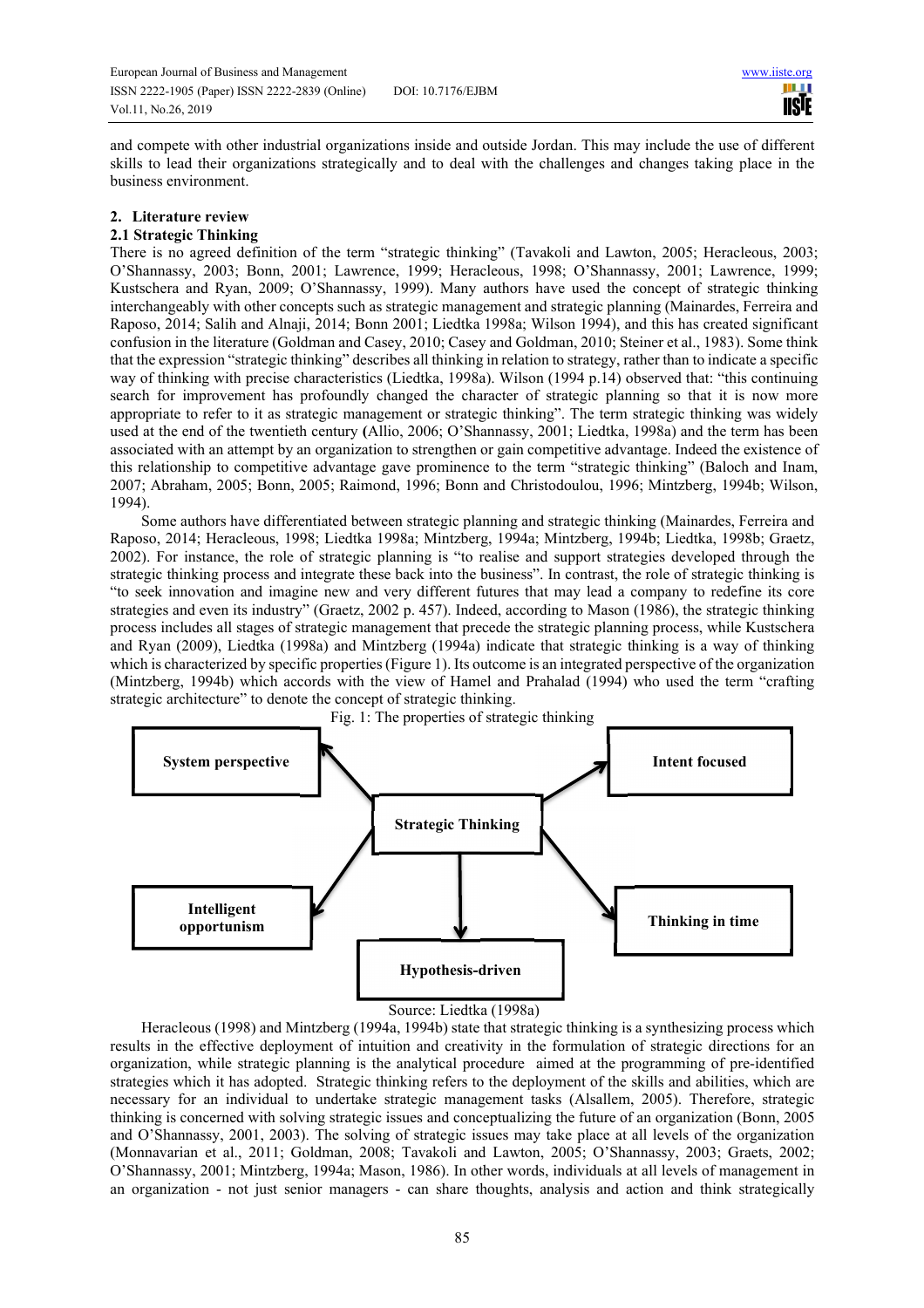and compete with other industrial organizations inside and outside Jordan. This may include the use of different skills to lead their organizations strategically and to deal with the challenges and changes taking place in the business environment.

## 2. Literature review

### 2.1 Strategic Thinking

There is no agreed definition of the term "strategic thinking" (Tavakoli and Lawton, 2005; Heracleous, 2003; O'Shannassy, 2003; Bonn, 2001; Lawrence, 1999; Heracleous, 1998; O'Shannassy, 2001; Lawrence, 1999; Kustschera and Ryan, 2009; O'Shannassy, 1999). Many authors have used the concept of strategic thinking interchangeably with other concepts such as strategic management and strategic planning (Mainardes, Ferreira and Raposo, 2014; Salih and Alnaji, 2014; Bonn 2001; Liedtka 1998a; Wilson 1994), and this has created significant confusion in the literature (Goldman and Casey, 2010; Casey and Goldman, 2010; Steiner et al., 1983). Some think that the expression "strategic thinking" describes all thinking in relation to strategy, rather than to indicate a specific way of thinking with precise characteristics (Liedtka, 1998a). Wilson (1994 p.14) observed that: "this continuing search for improvement has profoundly changed the character of strategic planning so that it is now more appropriate to refer to it as strategic management or strategic thinking". The term strategic thinking was widely used at the end of the twentieth century (Allio, 2006; O'Shannassy, 2001; Liedtka, 1998a) and the term has been associated with an attempt by an organization to strengthen or gain competitive advantage. Indeed the existence of this relationship to competitive advantage gave prominence to the term "strategic thinking" (Baloch and Inam, 2007; Abraham, 2005; Bonn, 2005; Raimond, 1996; Bonn and Christodoulou, 1996; Mintzberg, 1994b; Wilson, 1994).

Some authors have differentiated between strategic planning and strategic thinking (Mainardes, Ferreira and Raposo, 2014; Heracleous, 1998; Liedtka 1998a; Mintzberg, 1994a; Mintzberg, 1994b; Liedtka, 1998b; Graetz, 2002). For instance, the role of strategic planning is "to realise and support strategies developed through the strategic thinking process and integrate these back into the business". In contrast, the role of strategic thinking is "to seek innovation and imagine new and very different futures that may lead a company to redefine its core strategies and even its industry" (Graetz, 2002 p. 457). Indeed, according to Mason (1986), the strategic thinking process includes all stages of strategic management that precede the strategic planning process, while Kustschera and Ryan (2009), Liedtka (1998a) and Mintzberg (1994a) indicate that strategic thinking is a way of thinking which is characterized by specific properties (Figure 1). Its outcome is an integrated perspective of the organization (Mintzberg, 1994b) which accords with the view of Hamel and Prahalad (1994) who used the term "crafting strategic architecture" to denote the concept of strategic thinking.

Fig. 1: The properties of strategic thinking

- Strategic Thinking
  - System perspective
  - Intent focused
  - Intelligent opportunism
  - Hypothesis-driven
  - Thinking in time

Source: Liedtka (1998a)

Heracleous (1998) and Mintzberg (1994a, 1994b) state that strategic thinking is a synthesizing process which results in the effective deployment of intuition and creativity in the formulation of strategic directions for an organization, while strategic planning is the analytical procedure aimed at the programming of pre-identified strategies which it has adopted. Strategic thinking refers to the deployment of the skills and abilities, which are necessary for an individual to undertake strategic management tasks (Alsallem, 2005). Therefore, strategic thinking is concerned with solving strategic issues and conceptualizing the future of an organization (Bonn, 2005 and O'Shannassy, 2001, 2003). The solving of strategic issues may take place at all levels of the organization (Monnavarian et al., 2011; Goldman, 2008; Tavakoli and Lawton, 2005; O'Shannassy, 2003; Graets, 2002; O'Shannassy, 2001; Mintzberg, 1994a; Mason, 1986). In other words, individuals at all levels of management in an organization - not just senior managers - can share thoughts, analysis and action and think strategically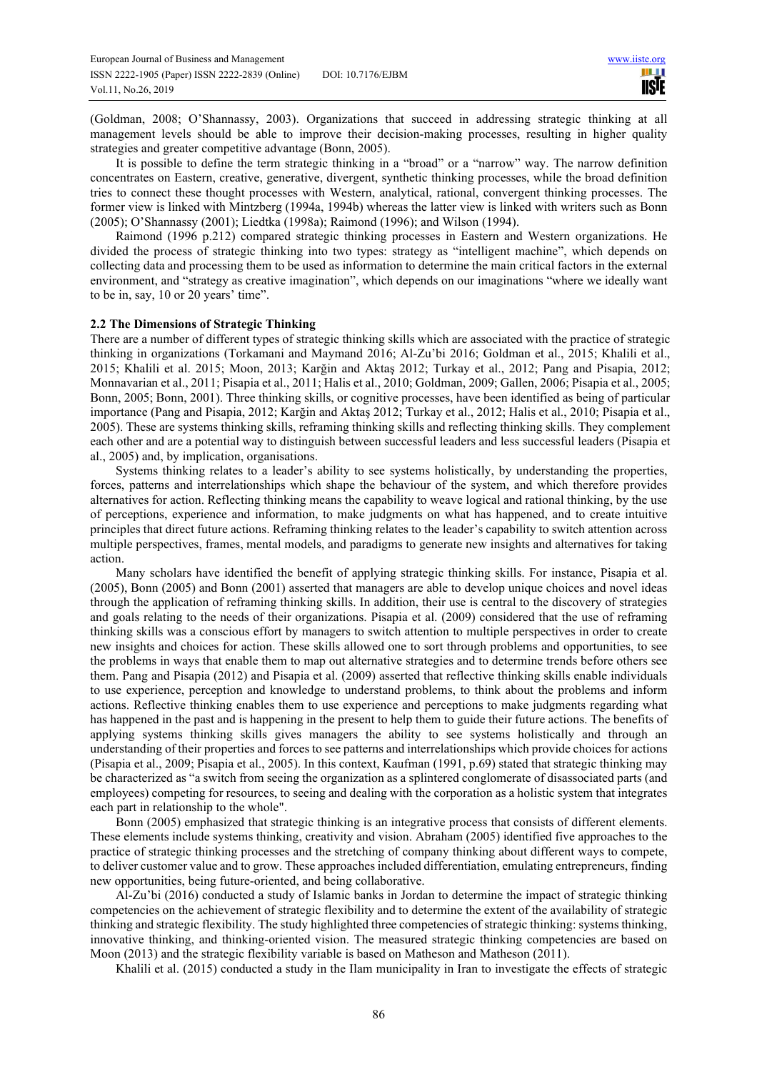(Goldman, 2008; O'Shannassy, 2003). Organizations that succeed in addressing strategic thinking at all management levels should be able to improve their decision-making processes, resulting in higher quality strategies and greater competitive advantage (Bonn, 2005).

It is possible to define the term strategic thinking in a "broad" or a "narrow" way. The narrow definition concentrates on Eastern, creative, generative, divergent, synthetic thinking processes, while the broad definition tries to connect these thought processes with Western, analytical, rational, convergent thinking processes. The former view is linked with Mintzberg (1994a, 1994b) whereas the latter view is linked with writers such as Bonn (2005); O'Shannassy (2001); Liedtka (1998a); Raimond (1996); and Wilson (1994).

Raimond (1996 p.212) compared strategic thinking processes in Eastern and Western organizations. He divided the process of strategic thinking into two types: strategy as "intelligent machine", which depends on collecting data and processing them to be used as information to determine the main critical factors in the external environment, and "strategy as creative imagination", which depends on our imaginations "where we ideally want to be in, say, 10 or 20 years' time".

### 2.2 The Dimensions of Strategic Thinking

There are a number of different types of strategic thinking skills which are associated with the practice of strategic thinking in organizations (Torkamani and Maymand 2016; Al-Zu'bi 2016; Goldman et al., 2015; Khalili et al., 2015; Khalili et al. 2015; Moon, 2013; Karğin and Aktaş 2012; Turkay et al., 2012; Pang and Pisapia, 2012; Monnavarian et al., 2011; Pisapia et al., 2011; Halis et al., 2010; Goldman, 2009; Gallen, 2006; Pisapia et al., 2005; Bonn, 2005; Bonn, 2001). Three thinking skills, or cognitive processes, have been identified as being of particular importance (Pang and Pisapia, 2012; Karğin and Aktaş 2012; Turkay et al., 2012; Halis et al., 2010; Pisapia et al., 2005). These are systems thinking skills, reframing thinking skills and reflecting thinking skills. They complement each other and are a potential way to distinguish between successful leaders and less successful leaders (Pisapia et al., 2005) and, by implication, organisations.

Systems thinking relates to a leader's ability to see systems holistically, by understanding the properties, forces, patterns and interrelationships which shape the behaviour of the system, and which therefore provides alternatives for action. Reflecting thinking means the capability to weave logical and rational thinking, by the use of perceptions, experience and information, to make judgments on what has happened, and to create intuitive principles that direct future actions. Reframing thinking relates to the leader's capability to switch attention across multiple perspectives, frames, mental models, and paradigms to generate new insights and alternatives for taking action.

Many scholars have identified the benefit of applying strategic thinking skills. For instance, Pisapia et al. (2005), Bonn (2005) and Bonn (2001) asserted that managers are able to develop unique choices and novel ideas through the application of reframing thinking skills. In addition, their use is central to the discovery of strategies and goals relating to the needs of their organizations. Pisapia et al. (2009) considered that the use of reframing thinking skills was a conscious effort by managers to switch attention to multiple perspectives in order to create new insights and choices for action. These skills allowed one to sort through problems and opportunities, to see the problems in ways that enable them to map out alternative strategies and to determine trends before others see them. Pang and Pisapia (2012) and Pisapia et al. (2009) asserted that reflective thinking skills enable individuals to use experience, perception and knowledge to understand problems, to think about the problems and inform actions. Reflective thinking enables them to use experience and perceptions to make judgments regarding what has happened in the past and is happening in the present to help them to guide their future actions. The benefits of applying systems thinking skills gives managers the ability to see systems holistically and through an understanding of their properties and forces to see patterns and interrelationships which provide choices for actions (Pisapia et al., 2009; Pisapia et al., 2005). In this context, Kaufman (1991, p.69) stated that strategic thinking may be characterized as "a switch from seeing the organization as a splintered conglomerate of disassociated parts (and employees) competing for resources, to seeing and dealing with the corporation as a holistic system that integrates each part in relationship to the whole".

Bonn (2005) emphasized that strategic thinking is an integrative process that consists of different elements. These elements include systems thinking, creativity and vision. Abraham (2005) identified five approaches to the practice of strategic thinking processes and the stretching of company thinking about different ways to compete, to deliver customer value and to grow. These approaches included differentiation, emulating entrepreneurs, finding new opportunities, being future-oriented, and being collaborative.

Al-Zu'bi (2016) conducted a study of Islamic banks in Jordan to determine the impact of strategic thinking competencies on the achievement of strategic flexibility and to determine the extent of the availability of strategic thinking and strategic flexibility. The study highlighted three competencies of strategic thinking: systems thinking, innovative thinking, and thinking-oriented vision. The measured strategic thinking competencies are based on Moon (2013) and the strategic flexibility variable is based on Matheson and Matheson (2011).

Khalili et al. (2015) conducted a study in the Ilam municipality in Iran to investigate the effects of strategic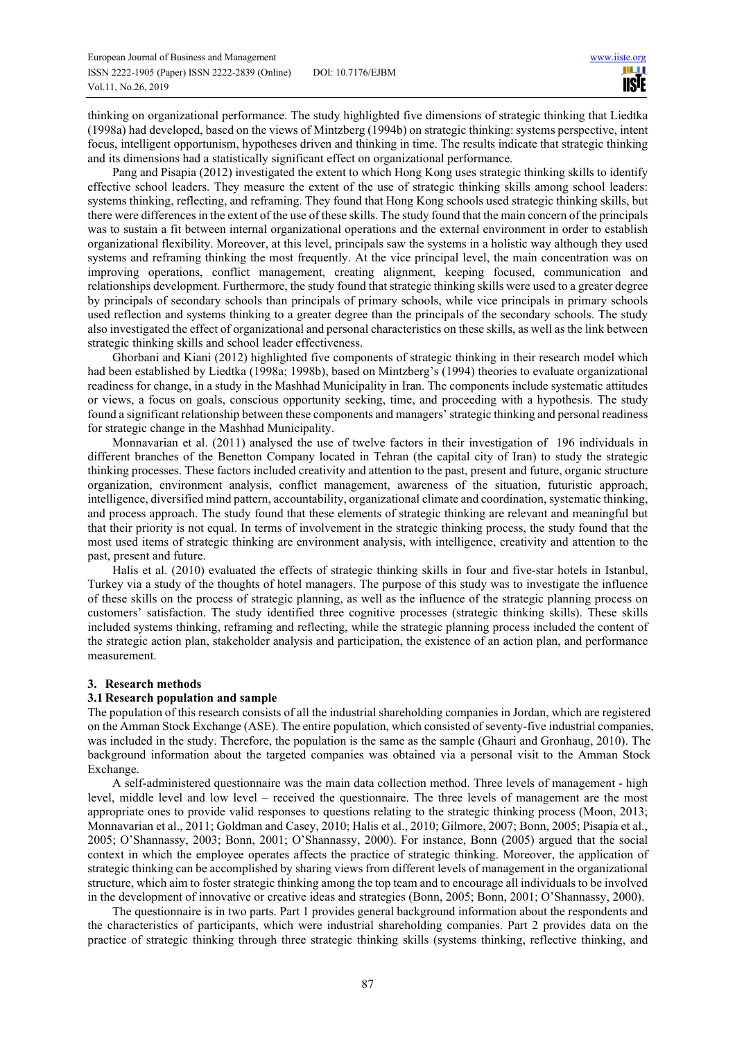thinking on organizational performance. The study highlighted five dimensions of strategic thinking that Liedtka (1998a) had developed, based on the views of Mintzberg (1994b) on strategic thinking: systems perspective, intent focus, intelligent opportunism, hypotheses driven and thinking in time. The results indicate that strategic thinking and its dimensions had a statistically significant effect on organizational performance.

Pang and Pisapia (2012) investigated the extent to which Hong Kong uses strategic thinking skills to identify effective school leaders. They measure the extent of the use of strategic thinking skills among school leaders: systems thinking, reflecting, and reframing. They found that Hong Kong schools used strategic thinking skills, but there were differences in the extent of the use of these skills. The study found that the main concern of the principals was to sustain a fit between internal organizational operations and the external environment in order to establish organizational flexibility. Moreover, at this level, principals saw the systems in a holistic way although they used systems and reframing thinking the most frequently. At the vice principal level, the main concentration was on improving operations, conflict management, creating alignment, keeping focused, communication and relationships development. Furthermore, the study found that strategic thinking skills were used to a greater degree by principals of secondary schools than principals of primary schools, while vice principals in primary schools used reflection and systems thinking to a greater degree than the principals of the secondary schools. The study also investigated the effect of organizational and personal characteristics on these skills, as well as the link between strategic thinking skills and school leader effectiveness.

Ghorbani and Kiani (2012) highlighted five components of strategic thinking in their research model which had been established by Liedtka (1998a; 1998b), based on Mintzberg's (1994) theories to evaluate organizational readiness for change, in a study in the Mashhad Municipality in Iran. The components include systematic attitudes or views, a focus on goals, conscious opportunity seeking, time, and proceeding with a hypothesis. The study found a significant relationship between these components and managers' strategic thinking and personal readiness for strategic change in the Mashhad Municipality.

Monnavarian et al. (2011) analysed the use of twelve factors in their investigation of 196 individuals in different branches of the Benetton Company located in Tehran (the capital city of Iran) to study the strategic thinking processes. These factors included creativity and attention to the past, present and future, organic structure organization, environment analysis, conflict management, awareness of the situation, futuristic approach, intelligence, diversified mind pattern, accountability, organizational climate and coordination, systematic thinking, and process approach. The study found that these elements of strategic thinking are relevant and meaningful but that their priority is not equal. In terms of involvement in the strategic thinking process, the study found that the most used items of strategic thinking are environment analysis, with intelligence, creativity and attention to the past, present and future.

Halis et al. (2010) evaluated the effects of strategic thinking skills in four and five-star hotels in Istanbul, Turkey via a study of the thoughts of hotel managers. The purpose of this study was to investigate the influence of these skills on the process of strategic planning, as well as the influence of the strategic planning process on customers' satisfaction. The study identified three cognitive processes (strategic thinking skills). These skills included systems thinking, reframing and reflecting, while the strategic planning process included the content of the strategic action plan, stakeholder analysis and participation, the existence of an action plan, and performance measurement.

## 3. Research methods

### 3.1 Research population and sample

The population of this research consists of all the industrial shareholding companies in Jordan, which are registered on the Amman Stock Exchange (ASE). The entire population, which consisted of seventy-five industrial companies, was included in the study. Therefore, the population is the same as the sample (Ghauri and Gronhaug, 2010). The background information about the targeted companies was obtained via a personal visit to the Amman Stock Exchange.

A self-administered questionnaire was the main data collection method. Three levels of management - high level, middle level and low level – received the questionnaire. The three levels of management are the most appropriate ones to provide valid responses to questions relating to the strategic thinking process (Moon, 2013; Monnavarian et al., 2011; Goldman and Casey, 2010; Halis et al., 2010; Gilmore, 2007; Bonn, 2005; Pisapia et al., 2005; O'Shannassy, 2003; Bonn, 2001; O'Shannassy, 2000). For instance, Bonn (2005) argued that the social context in which the employee operates affects the practice of strategic thinking. Moreover, the application of strategic thinking can be accomplished by sharing views from different levels of management in the organizational structure, which aim to foster strategic thinking among the top team and to encourage all individuals to be involved in the development of innovative or creative ideas and strategies (Bonn, 2005; Bonn, 2001; O'Shannassy, 2000).

The questionnaire is in two parts. Part 1 provides general background information about the respondents and the characteristics of participants, which were industrial shareholding companies. Part 2 provides data on the practice of strategic thinking through three strategic thinking skills (systems thinking, reflective thinking, and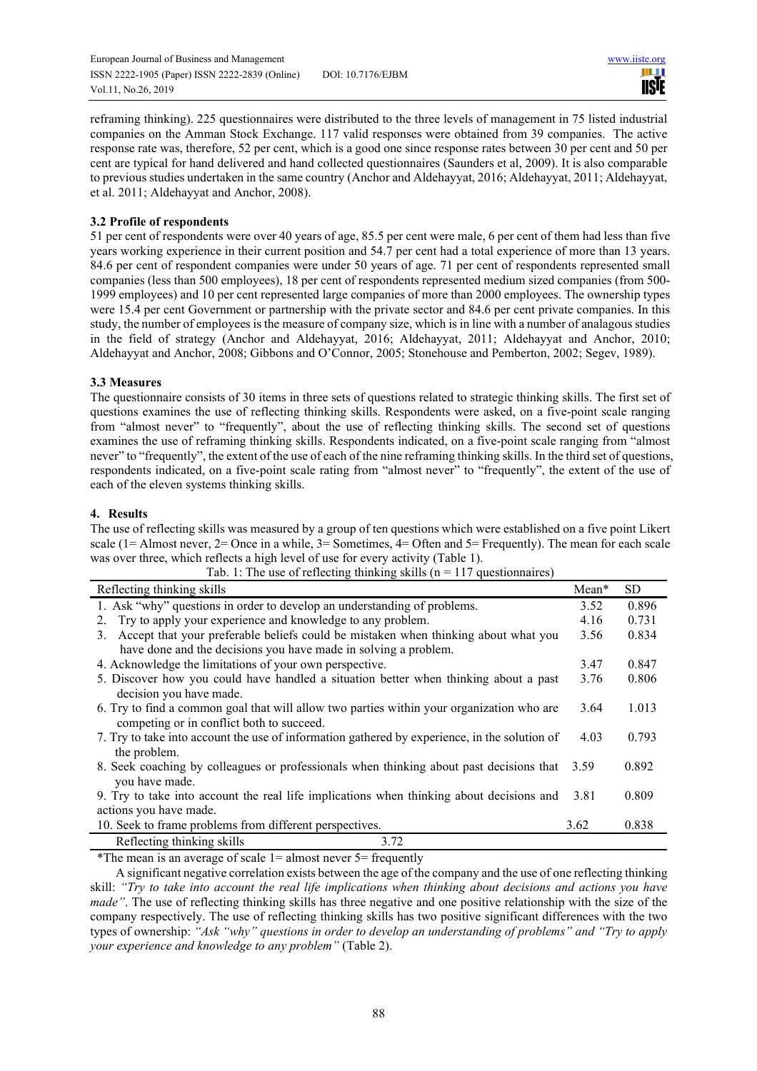reframing thinking). 225 questionnaires were distributed to the three levels of management in 75 listed industrial companies on the Amman Stock Exchange. 117 valid responses were obtained from 39 companies. The active response rate was, therefore, 52 per cent, which is a good one since response rates between 30 per cent and 50 per cent are typical for hand delivered and hand collected questionnaires (Saunders et al, 2009). It is also comparable to previous studies undertaken in the same country (Anchor and Aldehayyat, 2016; Aldehayyat, 2011; Aldehayyat, et al. 2011; Aldehayyat and Anchor, 2008).

### 3.2 Profile of respondents

51 per cent of respondents were over 40 years of age, 85.5 per cent were male, 6 per cent of them had less than five years working experience in their current position and 54.7 per cent had a total experience of more than 13 years. 84.6 per cent of respondent companies were under 50 years of age. 71 per cent of respondents represented small companies (less than 500 employees), 18 per cent of respondents represented medium sized companies (from 500-1999 employees) and 10 per cent represented large companies of more than 2000 employees. The ownership types were 15.4 per cent Government or partnership with the private sector and 84.6 per cent private companies. In this study, the number of employees is the measure of company size, which is in line with a number of analagous studies in the field of strategy (Anchor and Aldehayyat, 2016; Aldehayyat, 2011; Aldehayyat and Anchor, 2010; Aldehayyat and Anchor, 2008; Gibbons and O'Connor, 2005; Stonehouse and Pemberton, 2002; Segev, 1989).

### 3.3 Measures

The questionnaire consists of 30 items in three sets of questions related to strategic thinking skills. The first set of questions examines the use of reflecting thinking skills. Respondents were asked, on a five-point scale ranging from "almost never" to "frequently", about the use of reflecting thinking skills. The second set of questions examines the use of reframing thinking skills. Respondents indicated, on a five-point scale ranging from "almost never" to "frequently", the extent of the use of each of the nine reframing thinking skills. In the third set of questions, respondents indicated, on a five-point scale rating from "almost never" to "frequently", the extent of the use of each of the eleven systems thinking skills.

## 4. Results

The use of reflecting skills was measured by a group of ten questions which were established on a five point Likert scale (1= Almost never, 2= Once in a while, 3= Sometimes, 4= Often and 5= Frequently). The mean for each scale was over three, which reflects a high level of use for every activity (Table 1).

Tab. 1: The use of reflecting thinking skills (n = 117 questionnaires)

| Reflecting thinking skills | Mean* | SD |
|---|---|---|
| 1. Ask "why" questions in order to develop an understanding of problems. | 3.52 | 0.896 |
| 2. Try to apply your experience and knowledge to any problem. | 4.16 | 0.731 |
| 3. Accept that your preferable beliefs could be mistaken when thinking about what you have done and the decisions you have made in solving a problem. | 3.56 | 0.834 |
| 4. Acknowledge the limitations of your own perspective. | 3.47 | 0.847 |
| 5. Discover how you could have handled a situation better when thinking about a past decision you have made. | 3.76 | 0.806 |
| 6. Try to find a common goal that will allow two parties within your organization who are competing or in conflict both to succeed. | 3.64 | 1.013 |
| 7. Try to take into account the use of information gathered by experience, in the solution of the problem. | 4.03 | 0.793 |
| 8. Seek coaching by colleagues or professionals when thinking about past decisions that you have made. | 3.59 | 0.892 |
| 9. Try to take into account the real life implications when thinking about decisions and actions you have made. | 3.81 | 0.809 |
| 10. Seek to frame problems from different perspectives. | 3.62 | 0.838 |
| Reflecting thinking skills | 3.72 | |

*The mean is an average of scale 1= almost never 5= frequently

A significant negative correlation exists between the age of the company and the use of one reflecting thinking skill: *"Try to take into account the real life implications when thinking about decisions and actions you have made"*. The use of reflecting thinking skills has three negative and one positive relationship with the size of the company respectively. The use of reflecting thinking skills has two positive significant differences with the two types of ownership: *"Ask "why" questions in order to develop an understanding of problems" and "Try to apply your experience and knowledge to any problem"* (Table 2).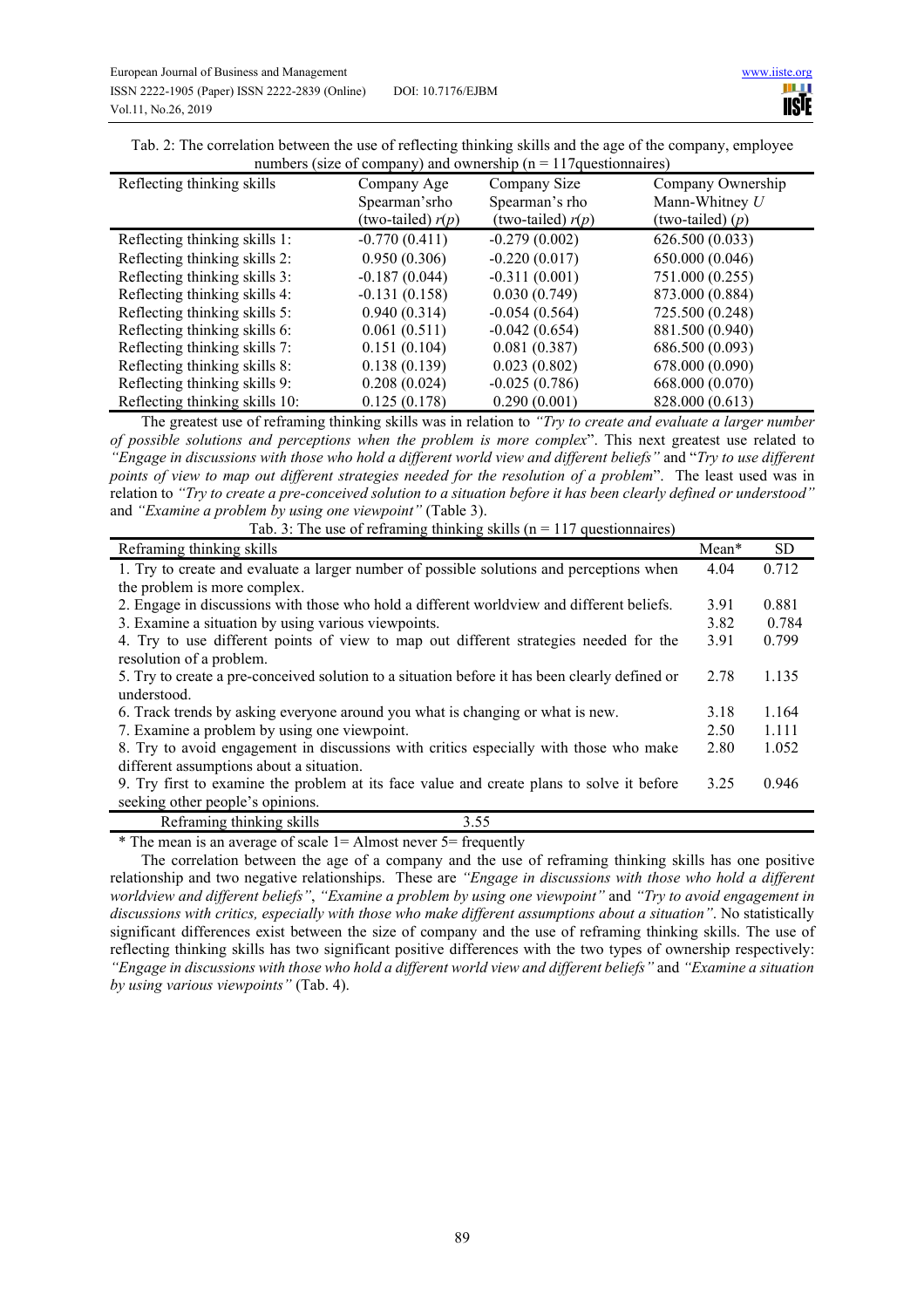Tab. 2: The correlation between the use of reflecting thinking skills and the age of the company, employee numbers (size of company) and ownership (n = 117questionnaires)

| Reflecting thinking skills | Company Age Spearman'srho (two-tailed) $r(p)$ | Company Size Spearman's rho (two-tailed) $r(p)$ | Company Ownership Mann-Whitney $U$ (two-tailed) ($p$) |
|---|---|---|---|
| Reflecting thinking skills 1: | -0.770 (0.411) | -0.279 (0.002) | 626.500 (0.033) |
| Reflecting thinking skills 2: | 0.950 (0.306) | -0.220 (0.017) | 650.000 (0.046) |
| Reflecting thinking skills 3: | -0.187 (0.044) | -0.311 (0.001) | 751.000 (0.255) |
| Reflecting thinking skills 4: | -0.131 (0.158) | 0.030 (0.749) | 873.000 (0.884) |
| Reflecting thinking skills 5: | 0.940 (0.314) | -0.054 (0.564) | 725.500 (0.248) |
| Reflecting thinking skills 6: | 0.061 (0.511) | -0.042 (0.654) | 881.500 (0.940) |
| Reflecting thinking skills 7: | 0.151 (0.104) | 0.081 (0.387) | 686.500 (0.093) |
| Reflecting thinking skills 8: | 0.138 (0.139) | 0.023 (0.802) | 678.000 (0.090) |
| Reflecting thinking skills 9: | 0.208 (0.024) | -0.025 (0.786) | 668.000 (0.070) |
| Reflecting thinking skills 10: | 0.125 (0.178) | 0.290 (0.001) | 828.000 (0.613) |

The greatest use of reframing thinking skills was in relation to *"Try to create and evaluate a larger number of possible solutions and perceptions when the problem is more complex*". This next greatest use related to *"Engage in discussions with those who hold a different world view and different beliefs"* and "*Try to use different points of view to map out different strategies needed for the resolution of a problem*". The least used was in relation to *"Try to create a pre-conceived solution to a situation before it has been clearly defined or understood"* and *"Examine a problem by using one viewpoint"* (Table 3).

Tab. 3: The use of reframing thinking skills (n = 117 questionnaires)

| Reframing thinking skills | Mean* | SD |
|---|---|---|
| 1. Try to create and evaluate a larger number of possible solutions and perceptions when the problem is more complex. | 4.04 | 0.712 |
| 2. Engage in discussions with those who hold a different worldview and different beliefs. | 3.91 | 0.881 |
| 3. Examine a situation by using various viewpoints. | 3.82 | 0.784 |
| 4. Try to use different points of view to map out different strategies needed for the resolution of a problem. | 3.91 | 0.799 |
| 5. Try to create a pre-conceived solution to a situation before it has been clearly defined or understood. | 2.78 | 1.135 |
| 6. Track trends by asking everyone around you what is changing or what is new. | 3.18 | 1.164 |
| 7. Examine a problem by using one viewpoint. | 2.50 | 1.111 |
| 8. Try to avoid engagement in discussions with critics especially with those who make different assumptions about a situation. | 2.80 | 1.052 |
| 9. Try first to examine the problem at its face value and create plans to solve it before seeking other people's opinions. | 3.25 | 0.946 |
| Reframing thinking skills | 3.55 | |

\* The mean is an average of scale 1= Almost never 5= frequently

The correlation between the age of a company and the use of reframing thinking skills has one positive relationship and two negative relationships. These are *"Engage in discussions with those who hold a different worldview and different beliefs"*, *"Examine a problem by using one viewpoint"* and *"Try to avoid engagement in discussions with critics, especially with those who make different assumptions about a situation"*. No statistically significant differences exist between the size of company and the use of reframing thinking skills. The use of reflecting thinking skills has two significant positive differences with the two types of ownership respectively: *"Engage in discussions with those who hold a different world view and different beliefs"* and *"Examine a situation by using various viewpoints"* (Tab. 4).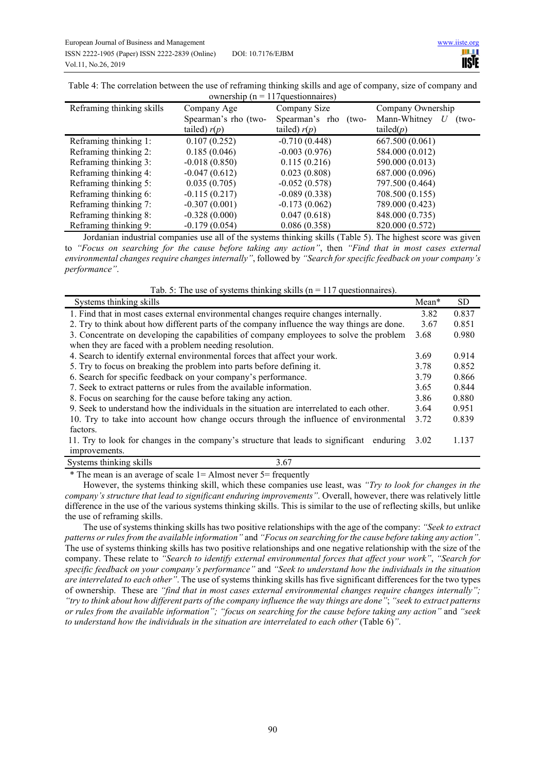Table 4: The correlation between the use of reframing thinking skills and age of company, size of company and ownership (n = 117questionnaires)

| Reframing thinking skills | Company Age Spearman's rho (two-tailed) *r*(*p*) | Company Size Spearman's rho (two-tailed) *r*(*p*) | Company Ownership Mann-Whitney *U* (two-tailed(*p*) |
|---|---|---|---|
| Reframing thinking 1: | 0.107 (0.252) | -0.710 (0.448) | 667.500 (0.061) |
| Reframing thinking 2: | 0.185 (0.046) | -0.003 (0.976) | 584.000 (0.012) |
| Reframing thinking 3: | -0.018 (0.850) | 0.115 (0.216) | 590.000 (0.013) |
| Reframing thinking 4: | -0.047 (0.612) | 0.023 (0.808) | 687.000 (0.096) |
| Reframing thinking 5: | 0.035 (0.705) | -0.052 (0.578) | 797.500 (0.464) |
| Reframing thinking 6: | -0.115 (0.217) | -0.089 (0.338) | 708.500 (0.155) |
| Reframing thinking 7: | -0.307 (0.001) | -0.173 (0.062) | 789.000 (0.423) |
| Reframing thinking 8: | -0.328 (0.000) | 0.047 (0.618) | 848.000 (0.735) |
| Reframing thinking 9: | -0.179 (0.054) | 0.086 (0.358) | 820.000 (0.572) |

Jordanian industrial companies use all of the systems thinking skills (Table 5). The highest score was given to *"Focus on searching for the cause before taking any action"*, then *"Find that in most cases external environmental changes require changes internally"*, followed by *"Search for specific feedback on your company's performance"*.

Tab. 5: The use of systems thinking skills (n = 117 questionnaires).

| Systems thinking skills | Mean* | SD |
|---|---|---|
| 1. Find that in most cases external environmental changes require changes internally. | 3.82 | 0.837 |
| 2. Try to think about how different parts of the company influence the way things are done. | 3.67 | 0.851 |
| 3. Concentrate on developing the capabilities of company employees to solve the problem when they are faced with a problem needing resolution. | 3.68 | 0.980 |
| 4. Search to identify external environmental forces that affect your work. | 3.69 | 0.914 |
| 5. Try to focus on breaking the problem into parts before defining it. | 3.78 | 0.852 |
| 6. Search for specific feedback on your company's performance. | 3.79 | 0.866 |
| 7. Seek to extract patterns or rules from the available information. | 3.65 | 0.844 |
| 8. Focus on searching for the cause before taking any action. | 3.86 | 0.880 |
| 9. Seek to understand how the individuals in the situation are interrelated to each other. | 3.64 | 0.951 |
| 10. Try to take into account how change occurs through the influence of environmental factors. | 3.72 | 0.839 |
| 11. Try to look for changes in the company's structure that leads to significant enduring improvements. | 3.02 | 1.137 |
| Systems thinking skills | 3.67 | |

\* The mean is an average of scale 1= Almost never 5= frequently

However, the systems thinking skill, which these companies use least, was *"Try to look for changes in the company's structure that lead to significant enduring improvements"*. Overall, however, there was relatively little difference in the use of the various systems thinking skills. This is similar to the use of reflecting skills, but unlike the use of reframing skills.

The use of systems thinking skills has two positive relationships with the age of the company: *"Seek to extract patterns or rules from the available information"* and *"Focus on searching for the cause before taking any action"*. The use of systems thinking skills has two positive relationships and one negative relationship with the size of the company. These relate to *"Search to identify external environmental forces that affect your work"*, *"Search for specific feedback on your company's performance"* and *"Seek to understand how the individuals in the situation are interrelated to each other"*. The use of systems thinking skills has five significant differences for the two types of ownership. These are *"find that in most cases external environmental changes require changes internally"; "try to think about how different parts of the company influence the way things are done"*; *"seek to extract patterns or rules from the available information"; "focus on searching for the cause before taking any action"* and *"seek to understand how the individuals in the situation are interrelated to each other* (Table 6)*"*.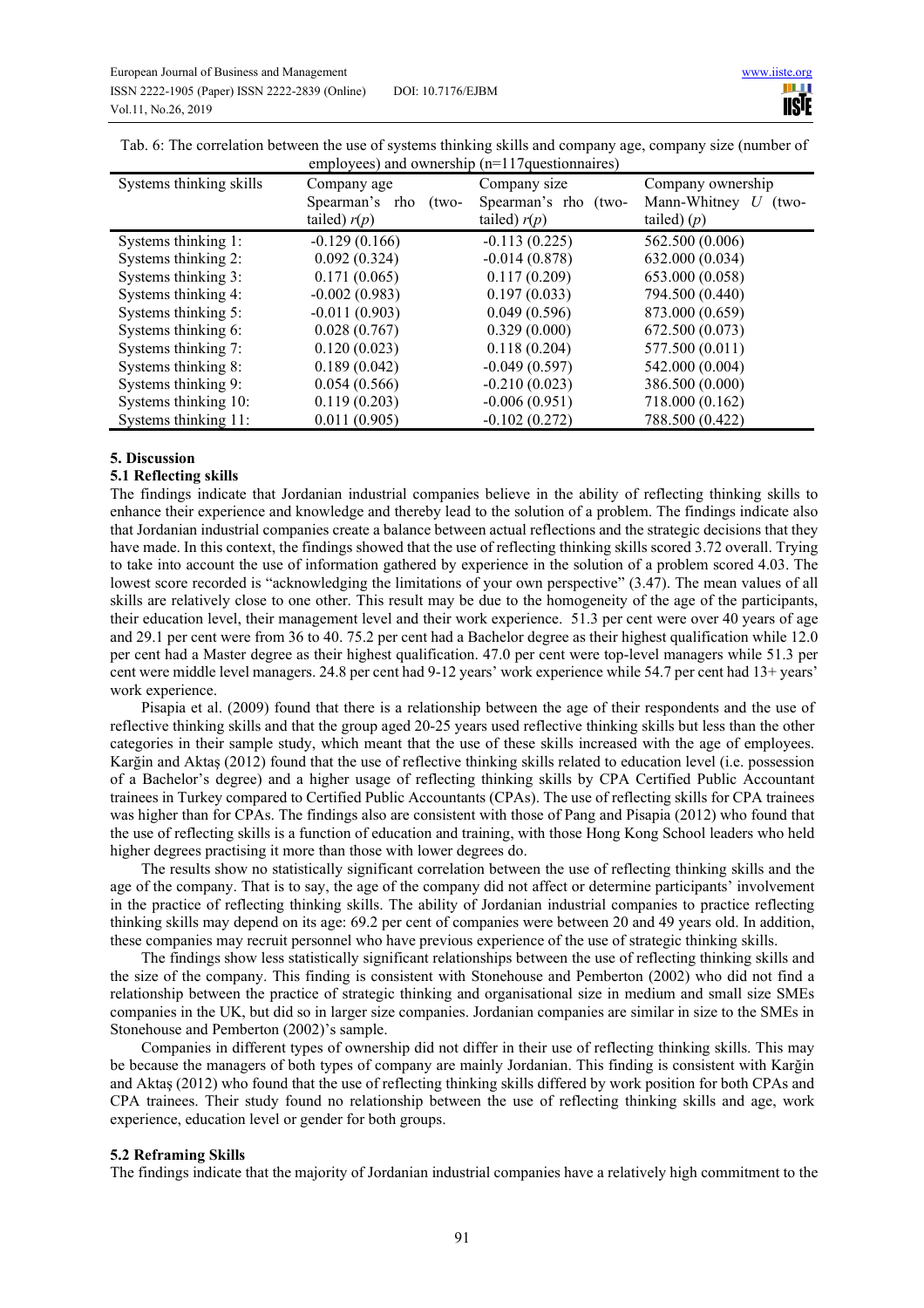Tab. 6: The correlation between the use of systems thinking skills and company age, company size (number of employees) and ownership (n=117questionnaires)

| Systems thinking skills | Company age Spearman's rho (two-tailed) $r(p)$ | Company size Spearman's rho (two-tailed) $r(p)$ | Company ownership Mann-Whitney $U$ (two-tailed) $(p)$ |
|---|---|---|---|
| Systems thinking 1: | -0.129 (0.166) | -0.113 (0.225) | 562.500 (0.006) |
| Systems thinking 2: | 0.092 (0.324) | -0.014 (0.878) | 632.000 (0.034) |
| Systems thinking 3: | 0.171 (0.065) | 0.117 (0.209) | 653.000 (0.058) |
| Systems thinking 4: | -0.002 (0.983) | 0.197 (0.033) | 794.500 (0.440) |
| Systems thinking 5: | -0.011 (0.903) | 0.049 (0.596) | 873.000 (0.659) |
| Systems thinking 6: | 0.028 (0.767) | 0.329 (0.000) | 672.500 (0.073) |
| Systems thinking 7: | 0.120 (0.023) | 0.118 (0.204) | 577.500 (0.011) |
| Systems thinking 8: | 0.189 (0.042) | -0.049 (0.597) | 542.000 (0.004) |
| Systems thinking 9: | 0.054 (0.566) | -0.210 (0.023) | 386.500 (0.000) |
| Systems thinking 10: | 0.119 (0.203) | -0.006 (0.951) | 718.000 (0.162) |
| Systems thinking 11: | 0.011 (0.905) | -0.102 (0.272) | 788.500 (0.422) |

## 5. Discussion

### 5.1 Reflecting skills

The findings indicate that Jordanian industrial companies believe in the ability of reflecting thinking skills to enhance their experience and knowledge and thereby lead to the solution of a problem. The findings indicate also that Jordanian industrial companies create a balance between actual reflections and the strategic decisions that they have made. In this context, the findings showed that the use of reflecting thinking skills scored 3.72 overall. Trying to take into account the use of information gathered by experience in the solution of a problem scored 4.03. The lowest score recorded is "acknowledging the limitations of your own perspective" (3.47). The mean values of all skills are relatively close to one other. This result may be due to the homogeneity of the age of the participants, their education level, their management level and their work experience. 51.3 per cent were over 40 years of age and 29.1 per cent were from 36 to 40. 75.2 per cent had a Bachelor degree as their highest qualification while 12.0 per cent had a Master degree as their highest qualification. 47.0 per cent were top-level managers while 51.3 per cent were middle level managers. 24.8 per cent had 9-12 years' work experience while 54.7 per cent had 13+ years' work experience.

Pisapia et al. (2009) found that there is a relationship between the age of their respondents and the use of reflective thinking skills and that the group aged 20-25 years used reflective thinking skills but less than the other categories in their sample study, which meant that the use of these skills increased with the age of employees. Karğin and Aktaş (2012) found that the use of reflective thinking skills related to education level (i.e. possession of a Bachelor's degree) and a higher usage of reflecting thinking skills by CPA Certified Public Accountant trainees in Turkey compared to Certified Public Accountants (CPAs). The use of reflecting skills for CPA trainees was higher than for CPAs. The findings also are consistent with those of Pang and Pisapia (2012) who found that the use of reflecting skills is a function of education and training, with those Hong Kong School leaders who held higher degrees practising it more than those with lower degrees do.

The results show no statistically significant correlation between the use of reflecting thinking skills and the age of the company. That is to say, the age of the company did not affect or determine participants' involvement in the practice of reflecting thinking skills. The ability of Jordanian industrial companies to practice reflecting thinking skills may depend on its age: 69.2 per cent of companies were between 20 and 49 years old. In addition, these companies may recruit personnel who have previous experience of the use of strategic thinking skills.

The findings show less statistically significant relationships between the use of reflecting thinking skills and the size of the company. This finding is consistent with Stonehouse and Pemberton (2002) who did not find a relationship between the practice of strategic thinking and organisational size in medium and small size SMEs companies in the UK, but did so in larger size companies. Jordanian companies are similar in size to the SMEs in Stonehouse and Pemberton (2002)'s sample.

Companies in different types of ownership did not differ in their use of reflecting thinking skills. This may be because the managers of both types of company are mainly Jordanian. This finding is consistent with Karğin and Aktaş (2012) who found that the use of reflecting thinking skills differed by work position for both CPAs and CPA trainees. Their study found no relationship between the use of reflecting thinking skills and age, work experience, education level or gender for both groups.

### 5.2 Reframing Skills

The findings indicate that the majority of Jordanian industrial companies have a relatively high commitment to the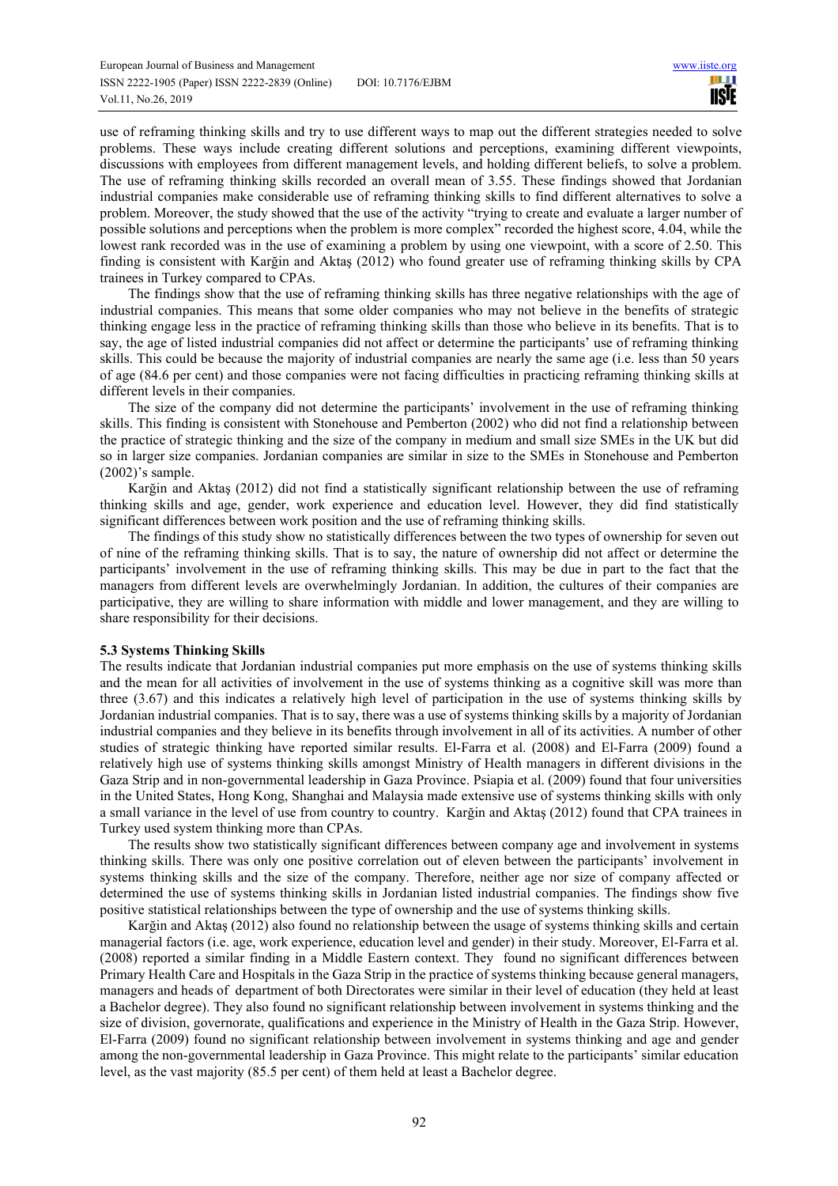use of reframing thinking skills and try to use different ways to map out the different strategies needed to solve problems. These ways include creating different solutions and perceptions, examining different viewpoints, discussions with employees from different management levels, and holding different beliefs, to solve a problem. The use of reframing thinking skills recorded an overall mean of 3.55. These findings showed that Jordanian industrial companies make considerable use of reframing thinking skills to find different alternatives to solve a problem. Moreover, the study showed that the use of the activity "trying to create and evaluate a larger number of possible solutions and perceptions when the problem is more complex" recorded the highest score, 4.04, while the lowest rank recorded was in the use of examining a problem by using one viewpoint, with a score of 2.50. This finding is consistent with Karğin and Aktaş (2012) who found greater use of reframing thinking skills by CPA trainees in Turkey compared to CPAs.

The findings show that the use of reframing thinking skills has three negative relationships with the age of industrial companies. This means that some older companies who may not believe in the benefits of strategic thinking engage less in the practice of reframing thinking skills than those who believe in its benefits. That is to say, the age of listed industrial companies did not affect or determine the participants' use of reframing thinking skills. This could be because the majority of industrial companies are nearly the same age (i.e. less than 50 years of age (84.6 per cent) and those companies were not facing difficulties in practicing reframing thinking skills at different levels in their companies.

The size of the company did not determine the participants' involvement in the use of reframing thinking skills. This finding is consistent with Stonehouse and Pemberton (2002) who did not find a relationship between the practice of strategic thinking and the size of the company in medium and small size SMEs in the UK but did so in larger size companies. Jordanian companies are similar in size to the SMEs in Stonehouse and Pemberton (2002)'s sample.

Karğin and Aktaş (2012) did not find a statistically significant relationship between the use of reframing thinking skills and age, gender, work experience and education level. However, they did find statistically significant differences between work position and the use of reframing thinking skills.

The findings of this study show no statistically differences between the two types of ownership for seven out of nine of the reframing thinking skills. That is to say, the nature of ownership did not affect or determine the participants' involvement in the use of reframing thinking skills. This may be due in part to the fact that the managers from different levels are overwhelmingly Jordanian. In addition, the cultures of their companies are participative, they are willing to share information with middle and lower management, and they are willing to share responsibility for their decisions.

### 5.3 Systems Thinking Skills

The results indicate that Jordanian industrial companies put more emphasis on the use of systems thinking skills and the mean for all activities of involvement in the use of systems thinking as a cognitive skill was more than three (3.67) and this indicates a relatively high level of participation in the use of systems thinking skills by Jordanian industrial companies. That is to say, there was a use of systems thinking skills by a majority of Jordanian industrial companies and they believe in its benefits through involvement in all of its activities. A number of other studies of strategic thinking have reported similar results. El-Farra et al. (2008) and El-Farra (2009) found a relatively high use of systems thinking skills amongst Ministry of Health managers in different divisions in the Gaza Strip and in non-governmental leadership in Gaza Province. Psiapia et al. (2009) found that four universities in the United States, Hong Kong, Shanghai and Malaysia made extensive use of systems thinking skills with only a small variance in the level of use from country to country. Karğin and Aktaş (2012) found that CPA trainees in Turkey used system thinking more than CPAs.

The results show two statistically significant differences between company age and involvement in systems thinking skills. There was only one positive correlation out of eleven between the participants' involvement in systems thinking skills and the size of the company. Therefore, neither age nor size of company affected or determined the use of systems thinking skills in Jordanian listed industrial companies. The findings show five positive statistical relationships between the type of ownership and the use of systems thinking skills.

Karğin and Aktaş (2012) also found no relationship between the usage of systems thinking skills and certain managerial factors (i.e. age, work experience, education level and gender) in their study. Moreover, El-Farra et al. (2008) reported a similar finding in a Middle Eastern context. They found no significant differences between Primary Health Care and Hospitals in the Gaza Strip in the practice of systems thinking because general managers, managers and heads of department of both Directorates were similar in their level of education (they held at least a Bachelor degree). They also found no significant relationship between involvement in systems thinking and the size of division, governorate, qualifications and experience in the Ministry of Health in the Gaza Strip. However, El-Farra (2009) found no significant relationship between involvement in systems thinking and age and gender among the non-governmental leadership in Gaza Province. This might relate to the participants' similar education level, as the vast majority (85.5 per cent) of them held at least a Bachelor degree.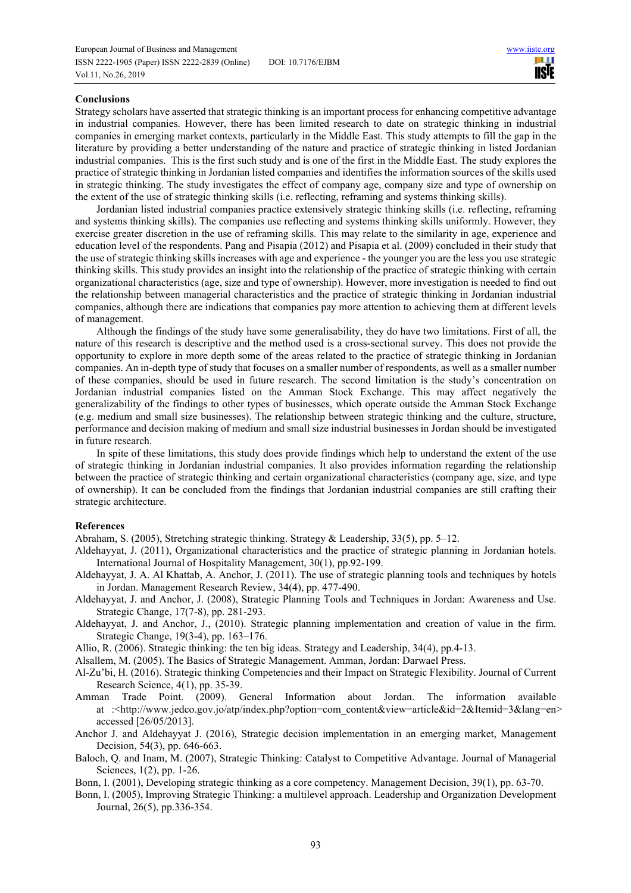## Conclusions

Strategy scholars have asserted that strategic thinking is an important process for enhancing competitive advantage in industrial companies. However, there has been limited research to date on strategic thinking in industrial companies in emerging market contexts, particularly in the Middle East. This study attempts to fill the gap in the literature by providing a better understanding of the nature and practice of strategic thinking in listed Jordanian industrial companies. This is the first such study and is one of the first in the Middle East. The study explores the practice of strategic thinking in Jordanian listed companies and identifies the information sources of the skills used in strategic thinking. The study investigates the effect of company age, company size and type of ownership on the extent of the use of strategic thinking skills (i.e. reflecting, reframing and systems thinking skills).

Jordanian listed industrial companies practice extensively strategic thinking skills (i.e. reflecting, reframing and systems thinking skills). The companies use reflecting and systems thinking skills uniformly. However, they exercise greater discretion in the use of reframing skills. This may relate to the similarity in age, experience and education level of the respondents. Pang and Pisapia (2012) and Pisapia et al. (2009) concluded in their study that the use of strategic thinking skills increases with age and experience - the younger you are the less you use strategic thinking skills. This study provides an insight into the relationship of the practice of strategic thinking with certain organizational characteristics (age, size and type of ownership). However, more investigation is needed to find out the relationship between managerial characteristics and the practice of strategic thinking in Jordanian industrial companies, although there are indications that companies pay more attention to achieving them at different levels of management.

Although the findings of the study have some generalisability, they do have two limitations. First of all, the nature of this research is descriptive and the method used is a cross-sectional survey. This does not provide the opportunity to explore in more depth some of the areas related to the practice of strategic thinking in Jordanian companies. An in-depth type of study that focuses on a smaller number of respondents, as well as a smaller number of these companies, should be used in future research. The second limitation is the study's concentration on Jordanian industrial companies listed on the Amman Stock Exchange. This may affect negatively the generalizability of the findings to other types of businesses, which operate outside the Amman Stock Exchange (e.g. medium and small size businesses). The relationship between strategic thinking and the culture, structure, performance and decision making of medium and small size industrial businesses in Jordan should be investigated in future research.

In spite of these limitations, this study does provide findings which help to understand the extent of the use of strategic thinking in Jordanian industrial companies. It also provides information regarding the relationship between the practice of strategic thinking and certain organizational characteristics (company age, size, and type of ownership). It can be concluded from the findings that Jordanian industrial companies are still crafting their strategic architecture.

## References

Abraham, S. (2005), Stretching strategic thinking. Strategy & Leadership, 33(5), pp. 5–12.

Aldehayyat, J. (2011), Organizational characteristics and the practice of strategic planning in Jordanian hotels. International Journal of Hospitality Management, 30(1), pp.92-199.

Aldehayyat, J. A. Al Khattab, A. Anchor, J. (2011). The use of strategic planning tools and techniques by hotels in Jordan. Management Research Review, 34(4), pp. 477-490.

Aldehayyat, J. and Anchor, J. (2008), Strategic Planning Tools and Techniques in Jordan: Awareness and Use. Strategic Change, 17(7-8), pp. 281-293.

Aldehayyat, J. and Anchor, J., (2010). Strategic planning implementation and creation of value in the firm. Strategic Change, 19(3-4), pp. 163–176.

Allio, R. (2006). Strategic thinking: the ten big ideas. Strategy and Leadership, 34(4), pp.4-13.

Alsallem, M. (2005). The Basics of Strategic Management. Amman, Jordan: Darwael Press.

Al-Zu'bi, H. (2016). Strategic thinking Competencies and their Impact on Strategic Flexibility. Journal of Current Research Science, 4(1), pp. 35-39.

Amman Trade Point. (2009). General Information about Jordan. The information available at :<http://www.jedco.gov.jo/atp/index.php?option=com_content&view=article&id=2&Itemid=3&lang=en> accessed [26/05/2013].

Anchor J. and Aldehayyat J. (2016), Strategic decision implementation in an emerging market, Management Decision, 54(3), pp. 646-663.

Baloch, Q. and Inam, M. (2007), Strategic Thinking: Catalyst to Competitive Advantage. Journal of Managerial Sciences, 1(2), pp. 1-26.

Bonn, I. (2001), Developing strategic thinking as a core competency. Management Decision, 39(1), pp. 63-70.

Bonn, I. (2005), Improving Strategic Thinking: a multilevel approach. Leadership and Organization Development Journal, 26(5), pp.336-354.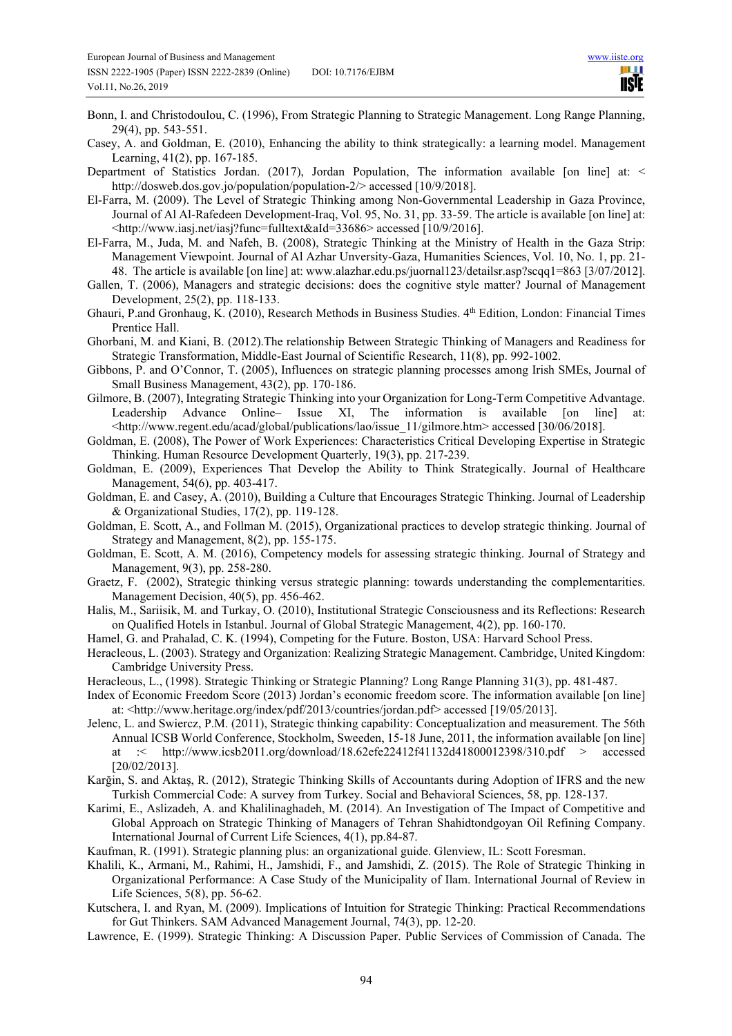Bonn, I. and Christodoulou, C. (1996), From Strategic Planning to Strategic Management. Long Range Planning, 29(4), pp. 543-551.

Casey, A. and Goldman, E. (2010), Enhancing the ability to think strategically: a learning model. Management Learning, 41(2), pp. 167-185.

Department of Statistics Jordan. (2017), Jordan Population, The information available [on line] at: < http://dosweb.dos.gov.jo/population/population-2/> accessed [10/9/2018].

El-Farra, M. (2009). The Level of Strategic Thinking among Non-Governmental Leadership in Gaza Province, Journal of Al Al-Rafedeen Development-Iraq, Vol. 95, No. 31, pp. 33-59. The article is available [on line] at: <http://www.iasj.net/iasj?func=fulltext&aId=33686> accessed [10/9/2016].

El-Farra, M., Juda, M. and Nafeh, B. (2008), Strategic Thinking at the Ministry of Health in the Gaza Strip: Management Viewpoint. Journal of Al Azhar Unversity-Gaza, Humanities Sciences, Vol. 10, No. 1, pp. 21-48. The article is available [on line] at: www.alazhar.edu.ps/juornal123/detailsr.asp?scqq1=863 [3/07/2012].

Gallen, T. (2006), Managers and strategic decisions: does the cognitive style matter? Journal of Management Development, 25(2), pp. 118-133.

Ghauri, P.and Gronhaug, K. (2010), Research Methods in Business Studies. 4th Edition, London: Financial Times Prentice Hall.

Ghorbani, M. and Kiani, B. (2012).The relationship Between Strategic Thinking of Managers and Readiness for Strategic Transformation, Middle-East Journal of Scientific Research, 11(8), pp. 992-1002.

Gibbons, P. and O'Connor, T. (2005), Influences on strategic planning processes among Irish SMEs, Journal of Small Business Management, 43(2), pp. 170-186.

Gilmore, B. (2007), Integrating Strategic Thinking into your Organization for Long-Term Competitive Advantage. Leadership Advance Online– Issue XI, The information is available [on line] at: <http://www.regent.edu/acad/global/publications/lao/issue_11/gilmore.htm> accessed [30/06/2018].

Goldman, E. (2008), The Power of Work Experiences: Characteristics Critical Developing Expertise in Strategic Thinking. Human Resource Development Quarterly, 19(3), pp. 217-239.

Goldman, E. (2009), Experiences That Develop the Ability to Think Strategically. Journal of Healthcare Management, 54(6), pp. 403-417.

Goldman, E. and Casey, A. (2010), Building a Culture that Encourages Strategic Thinking. Journal of Leadership & Organizational Studies, 17(2), pp. 119-128.

Goldman, E. Scott, A., and Follman M. (2015), Organizational practices to develop strategic thinking. Journal of Strategy and Management, 8(2), pp. 155-175.

Goldman, E. Scott, A. M. (2016), Competency models for assessing strategic thinking. Journal of Strategy and Management, 9(3), pp. 258-280.

Graetz, F. (2002), Strategic thinking versus strategic planning: towards understanding the complementarities. Management Decision, 40(5), pp. 456-462.

Halis, M., Sariisik, M. and Turkay, O. (2010), Institutional Strategic Consciousness and its Reflections: Research on Qualified Hotels in Istanbul. Journal of Global Strategic Management, 4(2), pp. 160-170.

Hamel, G. and Prahalad, C. K. (1994), Competing for the Future. Boston, USA: Harvard School Press.

Heracleous, L. (2003). Strategy and Organization: Realizing Strategic Management. Cambridge, United Kingdom: Cambridge University Press.

Heracleous, L., (1998). Strategic Thinking or Strategic Planning? Long Range Planning 31(3), pp. 481-487.

Index of Economic Freedom Score (2013) Jordan's economic freedom score. The information available [on line] at: <http://www.heritage.org/index/pdf/2013/countries/jordan.pdf> accessed [19/05/2013].

Jelenc, L. and Swiercz, P.M. (2011), Strategic thinking capability: Conceptualization and measurement. The 56th Annual ICSB World Conference, Stockholm, Sweeden, 15-18 June, 2011, the information available [on line] at :< http://www.icsb2011.org/download/18.62efe22412f41132d41800012398/310.pdf > accessed [20/02/2013].

Karğin, S. and Aktaş, R. (2012), Strategic Thinking Skills of Accountants during Adoption of IFRS and the new Turkish Commercial Code: A survey from Turkey. Social and Behavioral Sciences, 58, pp. 128-137.

Karimi, E., Aslizadeh, A. and Khalilinaghadeh, M. (2014). An Investigation of The Impact of Competitive and Global Approach on Strategic Thinking of Managers of Tehran Shahidtondgoyan Oil Refining Company. International Journal of Current Life Sciences, 4(1), pp.84-87.

Kaufman, R. (1991). Strategic planning plus: an organizational guide. Glenview, IL: Scott Foresman.

Khalili, K., Armani, M., Rahimi, H., Jamshidi, F., and Jamshidi, Z. (2015). The Role of Strategic Thinking in Organizational Performance: A Case Study of the Municipality of Ilam. International Journal of Review in Life Sciences, 5(8), pp. 56-62.

Kutschera, I. and Ryan, M. (2009). Implications of Intuition for Strategic Thinking: Practical Recommendations for Gut Thinkers. SAM Advanced Management Journal, 74(3), pp. 12-20.

Lawrence, E. (1999). Strategic Thinking: A Discussion Paper. Public Services of Commission of Canada. The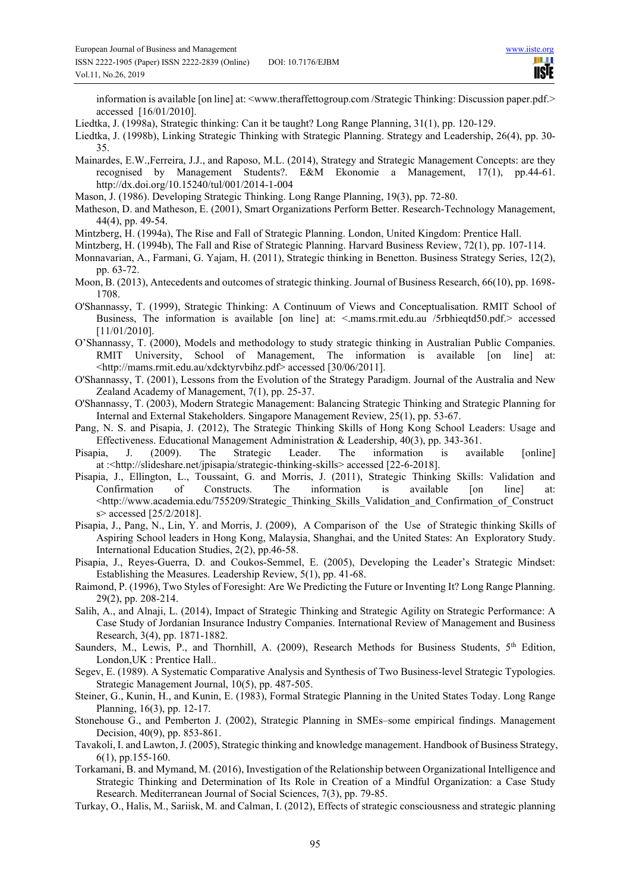information is available [on line] at: <www.theraffettogroup.com /Strategic Thinking: Discussion paper.pdf.> accessed [16/01/2010].

Liedtka, J. (1998a), Strategic thinking: Can it be taught? Long Range Planning, 31(1), pp. 120-129.

Liedtka, J. (1998b), Linking Strategic Thinking with Strategic Planning. Strategy and Leadership, 26(4), pp. 30-35.

Mainardes, E.W.,Ferreira, J.J., and Raposo, M.L. (2014), Strategy and Strategic Management Concepts: are they recognised by Management Students?. E&M Ekonomie a Management, 17(1), pp.44-61. http://dx.doi.org/10.15240/tul/001/2014-1-004

Mason, J. (1986). Developing Strategic Thinking. Long Range Planning, 19(3), pp. 72-80.

Matheson, D. and Matheson, E. (2001), Smart Organizations Perform Better. Research-Technology Management, 44(4), pp. 49-54.

Mintzberg, H. (1994a), The Rise and Fall of Strategic Planning. London, United Kingdom: Prentice Hall.

Mintzberg, H. (1994b), The Fall and Rise of Strategic Planning. Harvard Business Review, 72(1), pp. 107-114.

Monnavarian, A., Farmani, G. Yajam, H. (2011), Strategic thinking in Benetton. Business Strategy Series, 12(2), pp. 63-72.

Moon, B. (2013), Antecedents and outcomes of strategic thinking. Journal of Business Research, 66(10), pp. 1698-1708.

O'Shannassy, T. (1999), Strategic Thinking: A Continuum of Views and Conceptualisation. RMIT School of Business, The information is available [on line] at: <.mams.rmit.edu.au /5rbhieqtd50.pdf.> accessed [11/01/2010].

O'Shannassy, T. (2000), Models and methodology to study strategic thinking in Australian Public Companies. RMIT University, School of Management, The information is available [on line] at: <http://mams.rmit.edu.au/xdcktyrvbihz.pdf> accessed [30/06/2011].

O'Shannassy, T. (2001), Lessons from the Evolution of the Strategy Paradigm. Journal of the Australia and New Zealand Academy of Management, 7(1), pp. 25-37.

O'Shannassy, T. (2003), Modern Strategic Management: Balancing Strategic Thinking and Strategic Planning for Internal and External Stakeholders. Singapore Management Review, 25(1), pp. 53-67.

Pang, N. S. and Pisapia, J. (2012), The Strategic Thinking Skills of Hong Kong School Leaders: Usage and Effectiveness. Educational Management Administration & Leadership, 40(3), pp. 343-361.

Pisapia, J. (2009). The Strategic Leader. The information is available [online] at :<http://slideshare.net/jpisapia/strategic-thinking-skills> accessed [22-6-2018].

Pisapia, J., Ellington, L., Toussaint, G. and Morris, J. (2011), Strategic Thinking Skills: Validation and Confirmation of Constructs. The information is available [on line] at: <http://www.academia.edu/755209/Strategic_Thinking_Skills_Validation_and_Confirmation_of_Constructs> accessed [25/2/2018].

Pisapia, J., Pang, N., Lin, Y. and Morris, J. (2009), A Comparison of the Use of Strategic thinking Skills of Aspiring School leaders in Hong Kong, Malaysia, Shanghai, and the United States: An Exploratory Study. International Education Studies, 2(2), pp.46-58.

Pisapia, J., Reyes-Guerra, D. and Coukos-Semmel, E. (2005), Developing the Leader's Strategic Mindset: Establishing the Measures. Leadership Review, 5(1), pp. 41-68.

Raimond, P. (1996), Two Styles of Foresight: Are We Predicting the Future or Inventing It? Long Range Planning. 29(2), pp. 208-214.

Salih, A., and Alnaji, L. (2014), Impact of Strategic Thinking and Strategic Agility on Strategic Performance: A Case Study of Jordanian Insurance Industry Companies. International Review of Management and Business Research, 3(4), pp. 1871-1882.

Saunders, M., Lewis, P., and Thornhill, A. (2009), Research Methods for Business Students, 5th Edition, London,UK : Prentice Hall..

Segev, E. (1989). A Systematic Comparative Analysis and Synthesis of Two Business-level Strategic Typologies. Strategic Management Journal, 10(5), pp. 487-505.

Steiner, G., Kunin, H., and Kunin, E. (1983), Formal Strategic Planning in the United States Today. Long Range Planning, 16(3), pp. 12-17.

Stonehouse G., and Pemberton J. (2002), Strategic Planning in SMEs–some empirical findings. Management Decision, 40(9), pp. 853-861.

Tavakoli, I. and Lawton, J. (2005), Strategic thinking and knowledge management. Handbook of Business Strategy, 6(1), pp.155-160.

Torkamani, B. and Mymand, M. (2016), Investigation of the Relationship between Organizational Intelligence and Strategic Thinking and Determination of Its Role in Creation of a Mindful Organization: a Case Study Research. Mediterranean Journal of Social Sciences, 7(3), pp. 79-85.

Turkay, O., Halis, M., Sariisk, M. and Calman, I. (2012), Effects of strategic consciousness and strategic planning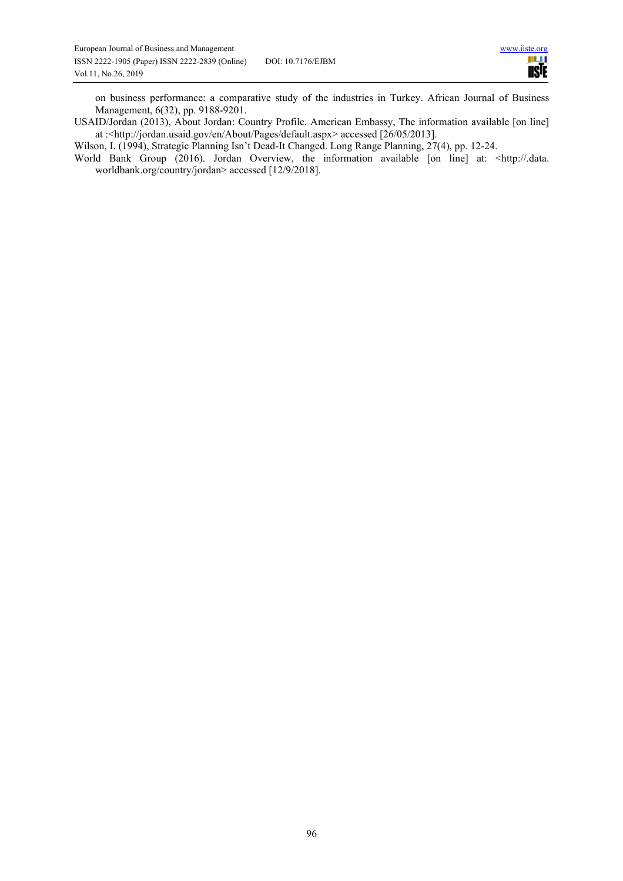on business performance: a comparative study of the industries in Turkey. African Journal of Business Management, 6(32), pp. 9188-9201.

USAID/Jordan (2013), About Jordan: Country Profile. American Embassy, The information available [on line] at :<http://jordan.usaid.gov/en/About/Pages/default.aspx> accessed [26/05/2013].

Wilson, I. (1994), Strategic Planning Isn't Dead-It Changed. Long Range Planning, 27(4), pp. 12-24.

World Bank Group (2016). Jordan Overview, the information available [on line] at: <http://.data. worldbank.org/country/jordan> accessed [12/9/2018].